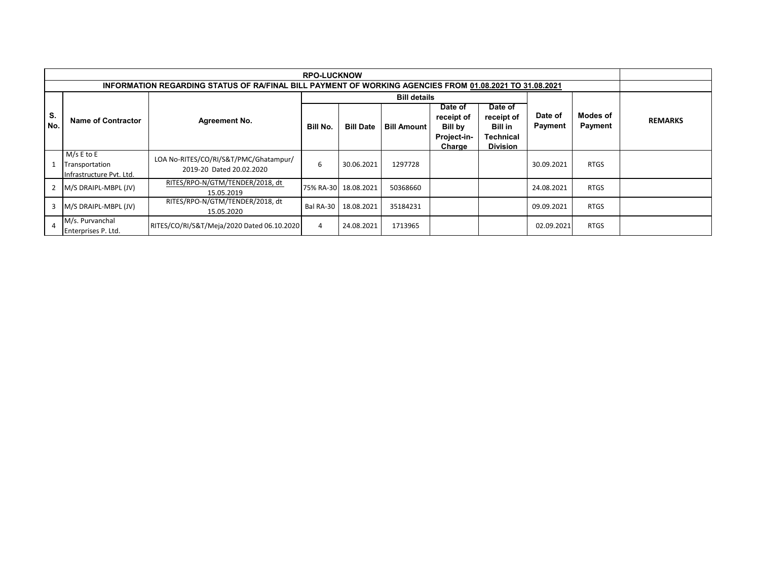| RPO-LUCKNOW | | | | | | | | | | | |
|---|---|---|---|---|---|---|---|---|---|---|---|
| INFORMATION REGARDING STATUS OF RA/FINAL BILL PAYMENT OF WORKING AGENCIES FROM 01.08.2021 TO 31.08.2021 | | | | | | | | | | | |
| S. No. | Name of Contractor | Agreement No. | Bill details | | | | | Date of Payment | Modes of Payment | REMARKS |
| | | | Bill No. | Bill Date | Bill Amount | Date of receipt of Bill by Project-in-Charge | Date of receipt of Bill in Technical Division | | | |
| 1 | M/s E to E Transportation Infrastructure Pvt. Ltd. | LOA No-RITES/CO/RI/S&T/PMC/Ghatampur/ 2019-20 Dated 20.02.2020 | 6 | 30.06.2021 | 1297728 | | | 30.09.2021 | RTGS | |
| 2 | M/S DRAIPL-MBPL (JV) | RITES/RPO-N/GTM/TENDER/2018, dt 15.05.2019 | 75% RA-30 | 18.08.2021 | 50368660 | | | 24.08.2021 | RTGS | |
| 3 | M/S DRAIPL-MBPL (JV) | RITES/RPO-N/GTM/TENDER/2018, dt 15.05.2020 | Bal RA-30 | 18.08.2021 | 35184231 | | | 09.09.2021 | RTGS | |
| 4 | M/s. Purvanchal Enterprises P. Ltd. | RITES/CO/RI/S&T/Meja/2020 Dated 06.10.2020 | 4 | 24.08.2021 | 1713965 | | | 02.09.2021 | RTGS | |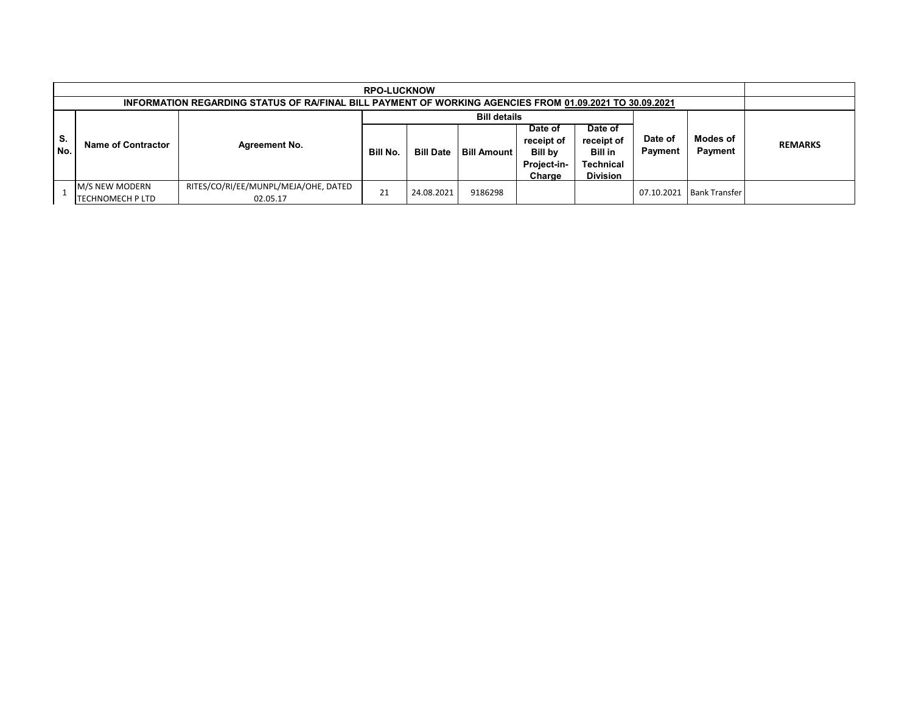| RPO-LUCKNOW | | | | | | | | | | |
|---|---|---|---|---|---|---|---|---|---|---|
| INFORMATION REGARDING STATUS OF RA/FINAL BILL PAYMENT OF WORKING AGENCIES FROM 01.09.2021 TO 30.09.2021 | | | | | | | | | | |
| S. No. | Name of Contractor | Agreement No. | Bill details | | | | | Date of Payment | Modes of Payment | REMARKS |
| | | | Bill No. | Bill Date | Bill Amount | Date of receipt of Bill by Project-in-Charge | Date of receipt of Bill in Technical Division | | | |
| 1 | M/S NEW MODERN TECHNOMECH P LTD | RITES/CO/RI/EE/MUNPL/MEJA/OHE, DATED 02.05.17 | 21 | 24.08.2021 | 9186298 | | | 07.10.2021 | Bank Transfer | |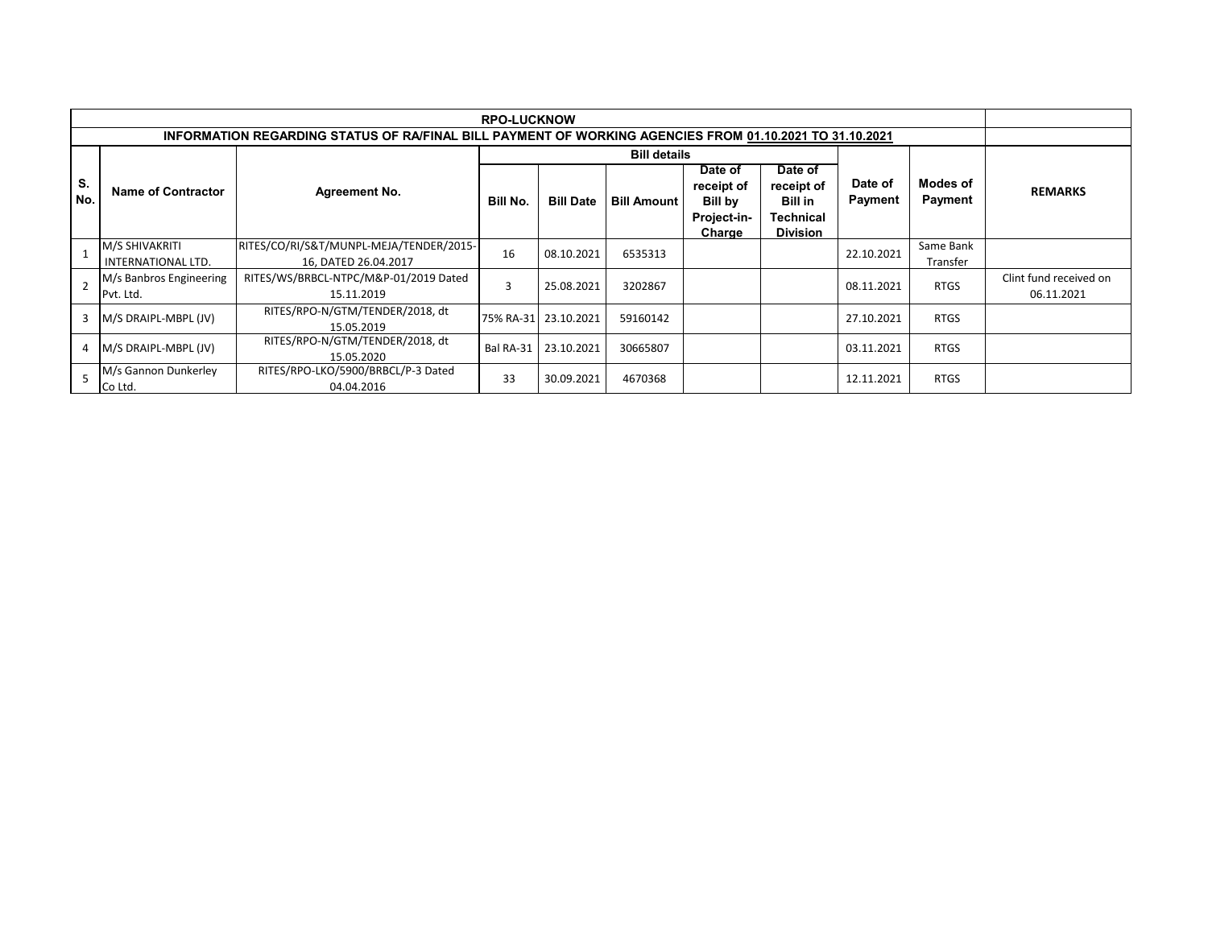| RPO-LUCKNOW | | | | | | | | | | |
|---|---|---|---|---|---|---|---|---|---|---|
| INFORMATION REGARDING STATUS OF RA/FINAL BILL PAYMENT OF WORKING AGENCIES FROM 01.10.2021 TO 31.10.2021 | | | | | | | | | | |
| S. No. | Name of Contractor | Agreement No. | Bill details | | | | | Date of Payment | Modes of Payment | REMARKS |
| | | | Bill No. | Bill Date | Bill Amount | Date of receipt of Bill by Project-in-Charge | Date of receipt of Bill in Technical Division | | | |
| 1 | M/S SHIVAKRITI INTERNATIONAL LTD. | RITES/CO/RI/S&T/MUNPL-MEJA/TENDER/2015-16, DATED 26.04.2017 | 16 | 08.10.2021 | 6535313 | | | 22.10.2021 | Same Bank Transfer | |
| 2 | M/s Banbros Engineering Pvt. Ltd. | RITES/WS/BRBCL-NTPC/M&P-01/2019 Dated 15.11.2019 | 3 | 25.08.2021 | 3202867 | | | 08.11.2021 | RTGS | Clint fund received on 06.11.2021 |
| 3 | M/S DRAIPL-MBPL (JV) | RITES/RPO-N/GTM/TENDER/2018, dt 15.05.2019 | 75% RA-31 | 23.10.2021 | 59160142 | | | 27.10.2021 | RTGS | |
| 4 | M/S DRAIPL-MBPL (JV) | RITES/RPO-N/GTM/TENDER/2018, dt 15.05.2020 | Bal RA-31 | 23.10.2021 | 30665807 | | | 03.11.2021 | RTGS | |
| 5 | M/s Gannon Dunkerley Co Ltd. | RITES/RPO-LKO/5900/BRBCL/P-3 Dated 04.04.2016 | 33 | 30.09.2021 | 4670368 | | | 12.11.2021 | RTGS | |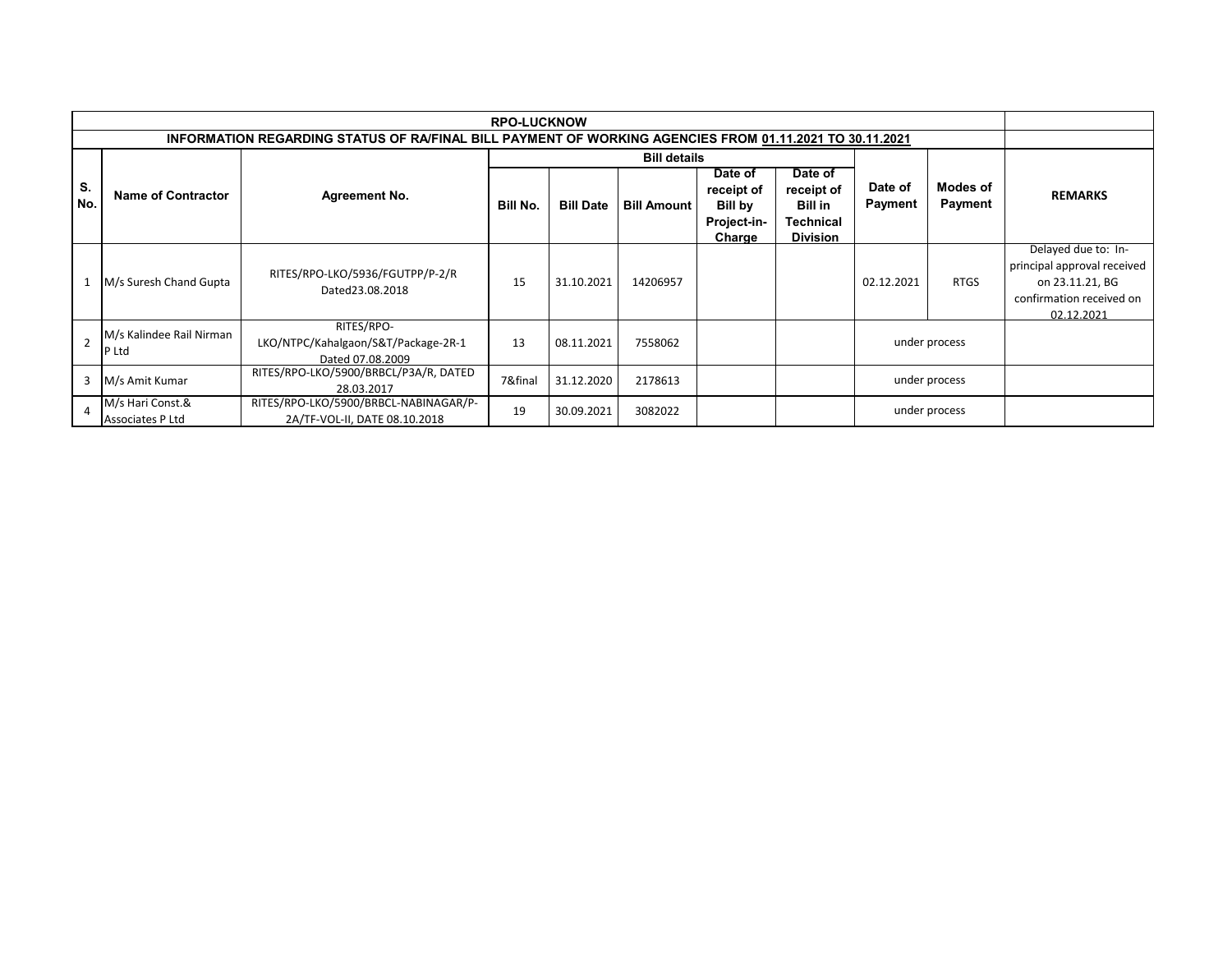| RPO-LUCKNOW | | | | | | | | | | |
|---|---|---|---|---|---|---|---|---|---|---|
| INFORMATION REGARDING STATUS OF RA/FINAL BILL PAYMENT OF WORKING AGENCIES FROM 01.11.2021 TO 30.11.2021 | | | | | | | | | | |
| S. No. | Name of Contractor | Agreement No. | Bill details | | | | | Date of Payment | Modes of Payment | REMARKS |
| | | | Bill No. | Bill Date | Bill Amount | Date of receipt of Bill by Project-in-Charge | Date of receipt of Bill in Technical Division | | | |
| 1 | M/s Suresh Chand Gupta | RITES/RPO-LKO/5936/FGUTPP/P-2/R Dated23.08.2018 | 15 | 31.10.2021 | 14206957 | | | 02.12.2021 | RTGS | Delayed due to: In-principal approval received on 23.11.21, BG confirmation received on 02.12.2021 |
| 2 | M/s Kalindee Rail Nirman P Ltd | RITES/RPO-LKO/NTPC/Kahalgaon/S&T/Package-2R-1 Dated 07.08.2009 | 13 | 08.11.2021 | 7558062 | | | under process | | |
| 3 | M/s Amit Kumar | RITES/RPO-LKO/5900/BRBCL/P3A/R, DATED 28.03.2017 | 7&final | 31.12.2020 | 2178613 | | | under process | | |
| 4 | M/s Hari Const.& Associates P Ltd | RITES/RPO-LKO/5900/BRBCL-NABINAGAR/P-2A/TF-VOL-II, DATE 08.10.2018 | 19 | 30.09.2021 | 3082022 | | | under process | | |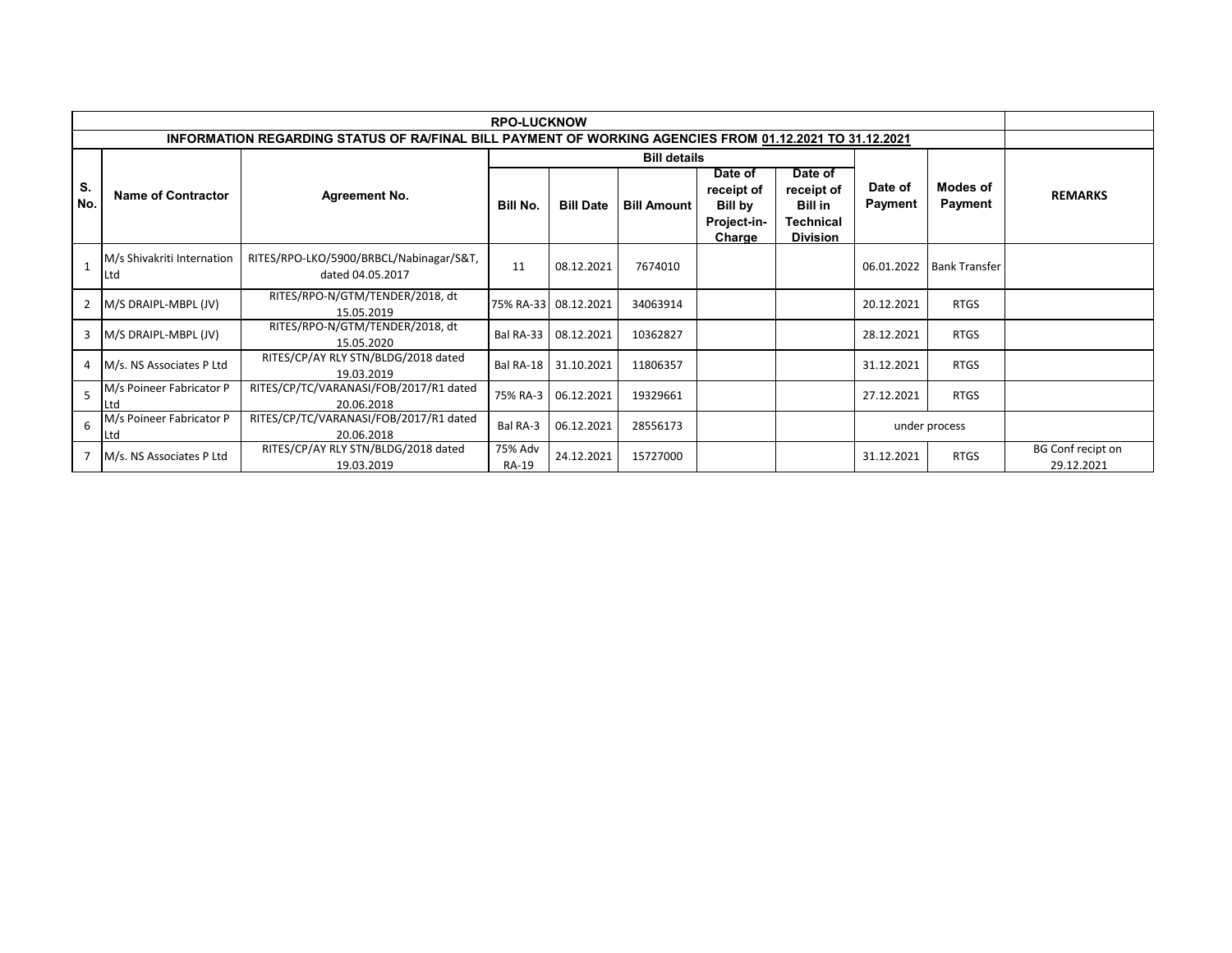| RPO-LUCKNOW | | | | | | | | | | |
|---|---|---|---|---|---|---|---|---|---|---|
| INFORMATION REGARDING STATUS OF RA/FINAL BILL PAYMENT OF WORKING AGENCIES FROM 01.12.2021 TO 31.12.2021 | | | | | | | | | | |
| S. No. | Name of Contractor | Agreement No. | Bill details | | | | | Date of Payment | Modes of Payment | REMARKS |
| | | | Bill No. | Bill Date | Bill Amount | Date of receipt of Bill by Project-in-Charge | Date of receipt of Bill in Technical Division | | | |
| 1 | M/s Shivakriti Internation Ltd | RITES/RPO-LKO/5900/BRBCL/Nabinagar/S&T, dated 04.05.2017 | 11 | 08.12.2021 | 7674010 | | | 06.01.2022 | Bank Transfer | |
| 2 | M/S DRAIPL-MBPL (JV) | RITES/RPO-N/GTM/TENDER/2018, dt 15.05.2019 | 75% RA-33 | 08.12.2021 | 34063914 | | | 20.12.2021 | RTGS | |
| 3 | M/S DRAIPL-MBPL (JV) | RITES/RPO-N/GTM/TENDER/2018, dt 15.05.2020 | Bal RA-33 | 08.12.2021 | 10362827 | | | 28.12.2021 | RTGS | |
| 4 | M/s. NS Associates P Ltd | RITES/CP/AY RLY STN/BLDG/2018 dated 19.03.2019 | Bal RA-18 | 31.10.2021 | 11806357 | | | 31.12.2021 | RTGS | |
| 5 | M/s Poineer Fabricator P Ltd | RITES/CP/TC/VARANASI/FOB/2017/R1 dated 20.06.2018 | 75% RA-3 | 06.12.2021 | 19329661 | | | 27.12.2021 | RTGS | |
| 6 | M/s Poineer Fabricator P Ltd | RITES/CP/TC/VARANASI/FOB/2017/R1 dated 20.06.2018 | Bal RA-3 | 06.12.2021 | 28556173 | | | under process | | |
| 7 | M/s. NS Associates P Ltd | RITES/CP/AY RLY STN/BLDG/2018 dated 19.03.2019 | 75% Adv RA-19 | 24.12.2021 | 15727000 | | | 31.12.2021 | RTGS | BG Conf recipt on 29.12.2021 |